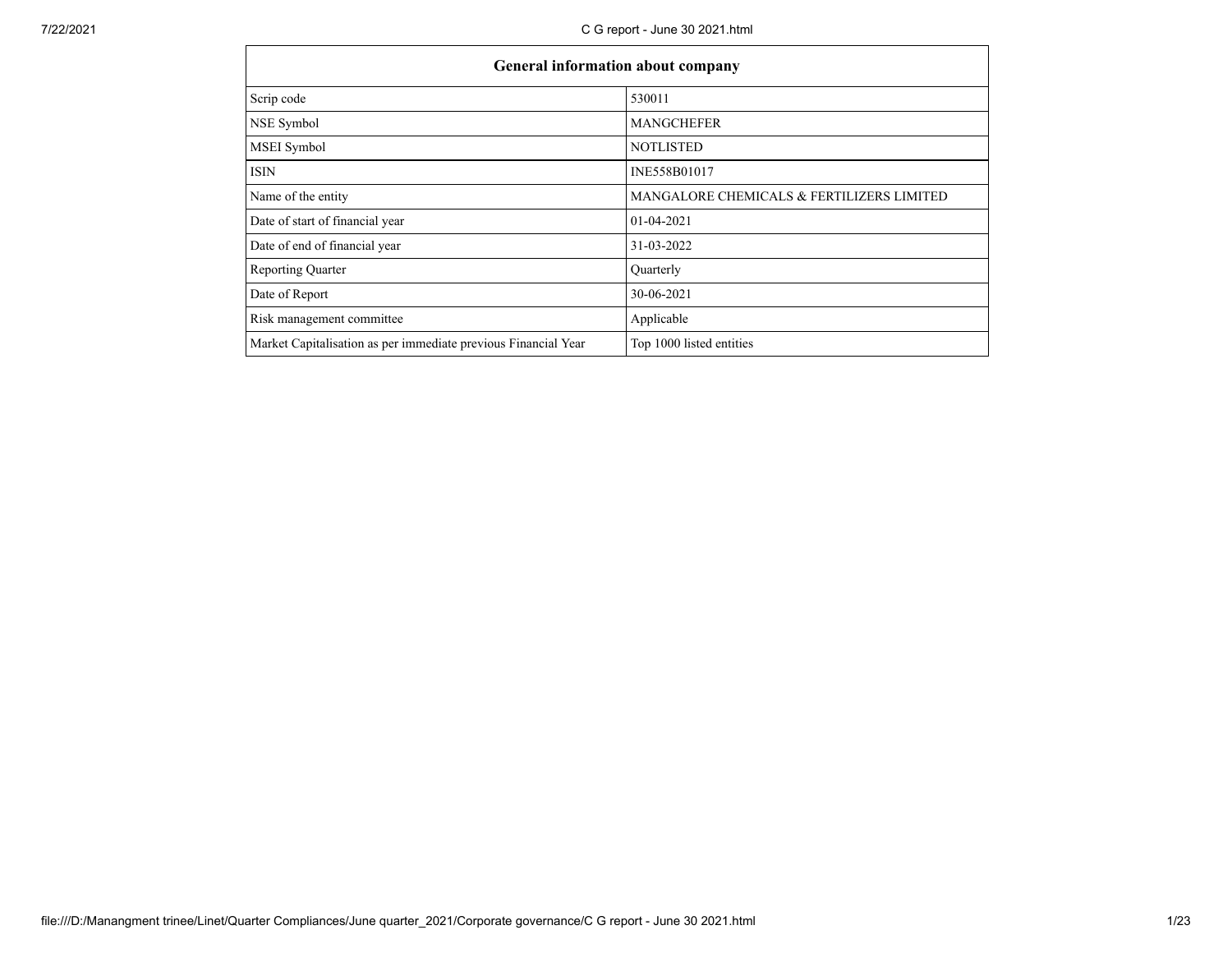| General information about company | |
|---|---|
| Scrip code | 530011 |
| NSE Symbol | MANGCHEFER |
| MSEI Symbol | NOTLISTED |
| ISIN | INE558B01017 |
| Name of the entity | MANGALORE CHEMICALS & FERTILIZERS LIMITED |
| Date of start of financial year | 01-04-2021 |
| Date of end of financial year | 31-03-2022 |
| Reporting Quarter | Quarterly |
| Date of Report | 30-06-2021 |
| Risk management committee | Applicable |
| Market Capitalisation as per immediate previous Financial Year | Top 1000 listed entities |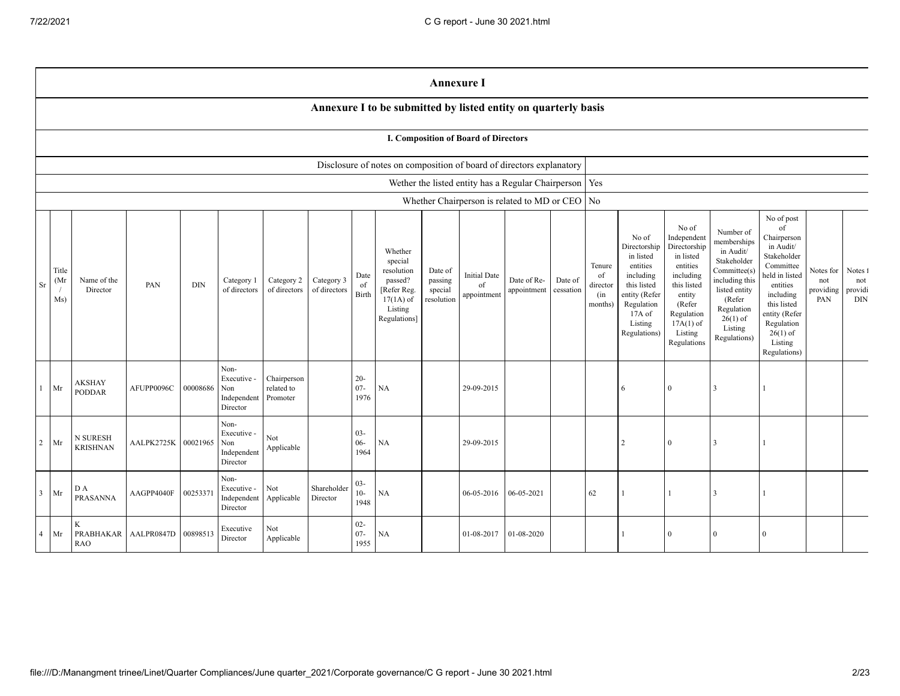# Annexure I

## Annexure I to be submitted by listed entity on quarterly basis

### I. Composition of Board of Directors

| Disclosure of notes on composition of board of directors explanatory | |
|---|---|
| Wether the listed entity has a Regular Chairperson | Yes |
| Whether Chairperson is related to MD or CEO | No |

| Sr | Title (Mr / Ms) | Name of the Director | PAN | DIN | Category 1 of directors | Category 2 of directors | Category 3 of directors | Date of Birth | Whether special resolution passed? [Refer Reg. 17(1A) of Listing Regulations] | Date of passing special resolution | Initial Date of appointment | Date of Re-appointment | Date of cessation | Tenure of director (in months) | No of Directorship in listed entities including this listed entity (Refer Regulation 17A of Listing Regulations) | No of Independent Directorship in listed entities including this listed entity (Refer Regulation 17A(1) of Listing Regulations | Number of memberships in Audit/ Stakeholder Committee(s) including this listed entity (Refer Regulation 26(1) of Listing Regulations) | No of post of Chairperson in Audit/ Stakeholder Committee held in listed entities including this listed entity (Refer Regulation 26(1) of Listing Regulations) | Notes for not providing PAN | Notes for not providing DIN |
|---|---|---|---|---|---|---|---|---|---|---|---|---|---|---|---|---|---|---|---|---|
| 1 | Mr | AKSHAY PODDAR | AFUPP0096C | 00008686 | Non-Executive - Non Independent Director | Chairperson related to Promoter | | 20-07-1976 | NA | | 29-09-2015 | | | | 6 | 0 | 3 | 1 | | |
| 2 | Mr | N SURESH KRISHNAN | AALPK2725K | 00021965 | Non-Executive - Non Independent Director | Not Applicable | | 03-06-1964 | NA | | 29-09-2015 | | | | 2 | 0 | 3 | 1 | | |
| 3 | Mr | D A PRASANNA | AAGPP4040F | 00253371 | Non-Executive - Independent Director | Not Applicable | Shareholder Director | 03-10-1948 | NA | | 06-05-2016 | 06-05-2021 | | 62 | 1 | 1 | 3 | 1 | | |
| 4 | Mr | K PRABHAKAR RAO | AALPR0847D | 00898513 | Executive Director | Not Applicable | | 02-07-1955 | NA | | 01-08-2017 | 01-08-2020 | | | 1 | 0 | 0 | 0 | | |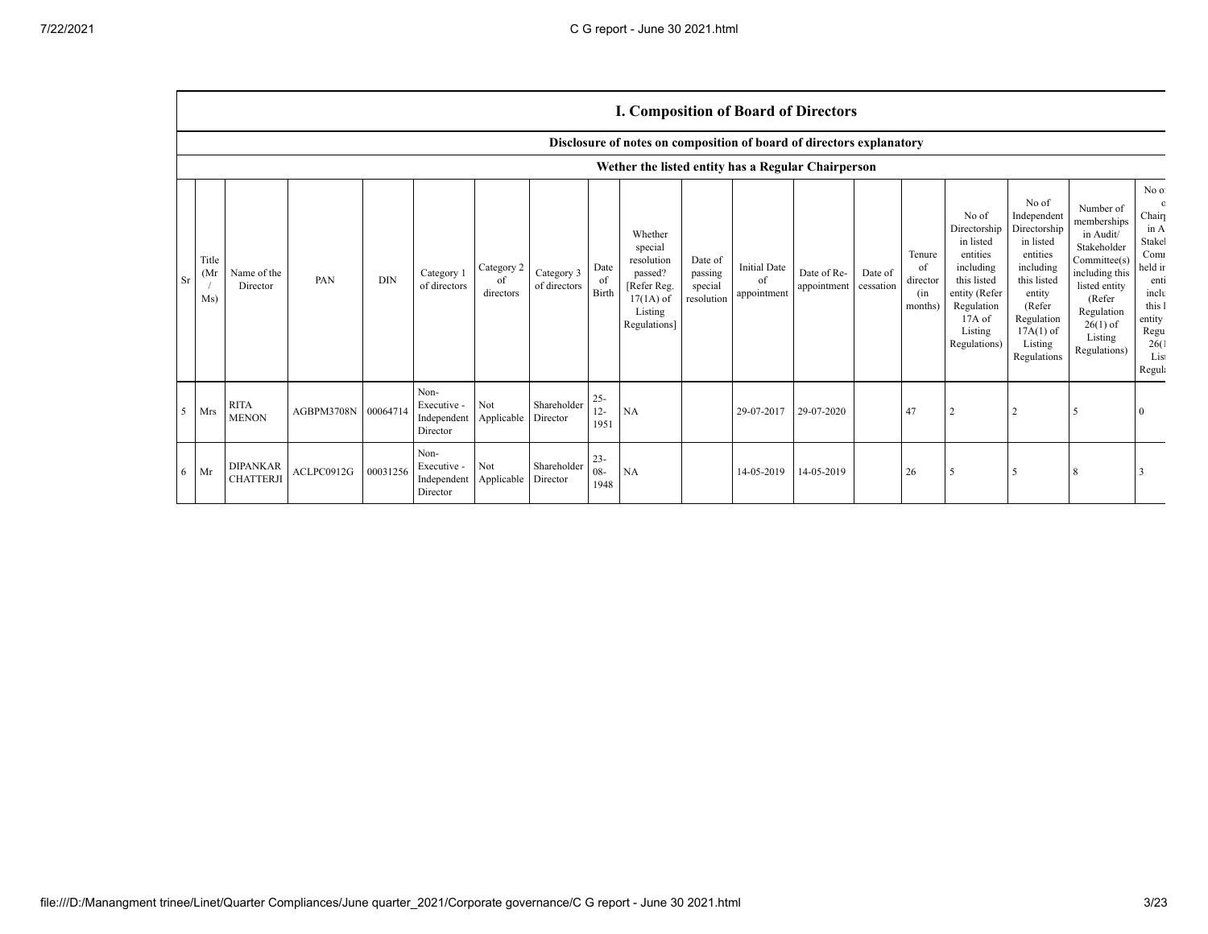## I. Composition of Board of Directors

### Disclosure of notes on composition of board of directors explanatory

### Wether the listed entity has a Regular Chairperson

| Sr | Title (Mr / Ms) | Name of the Director | PAN | DIN | Category 1 of directors | Category 2 of directors | Category 3 of directors | Date of Birth | Whether special resolution passed? [Refer Reg. 17(1A) of Listing Regulations] | Date of passing special resolution | Initial Date of appointment | Date of Re-appointment | Date of cessation | Tenure of director (in months) | No of Directorship in listed entities including this listed entity (Refer Regulation 17A of Listing Regulations) | No of Independent Directorship in listed entities including this listed entity (Refer Regulation 17A(1) of Listing Regulations | Number of memberships in Audit/ Stakeholder Committee(s) including this listed entity (Refer Regulation 26(1) of Listing Regulations) | No of Chair in A Stakel Comm held in enti inclu this l entity Regu 26(1 List Regula |
|---|---|---|---|---|---|---|---|---|---|---|---|---|---|---|---|---|---|---|
| 5 | Mrs | RITA MENON | AGBPM3708N | 00064714 | Non-Executive - Independent Director | Not Applicable | Shareholder Director | 25-12-1951 | NA | | 29-07-2017 | 29-07-2020 | | 47 | 2 | 2 | 5 | 0 |
| 6 | Mr | DIPANKAR CHATTERJI | ACLPC0912G | 00031256 | Non-Executive - Independent Director | Not Applicable | Shareholder Director | 23-08-1948 | NA | | 14-05-2019 | 14-05-2019 | | 26 | 5 | 5 | 8 | 3 |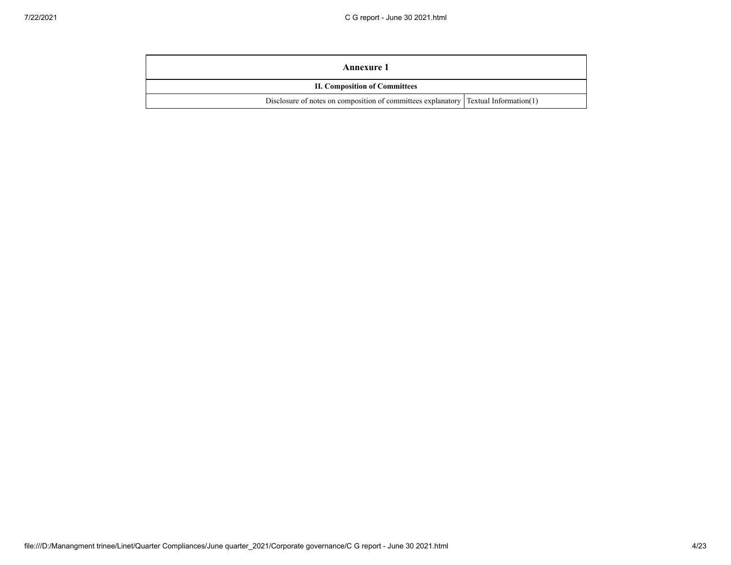| Annexure 1 | |
|---|---|
| **II. Composition of Committees** | |
| Disclosure of notes on composition of committees explanatory | Textual Information(1) |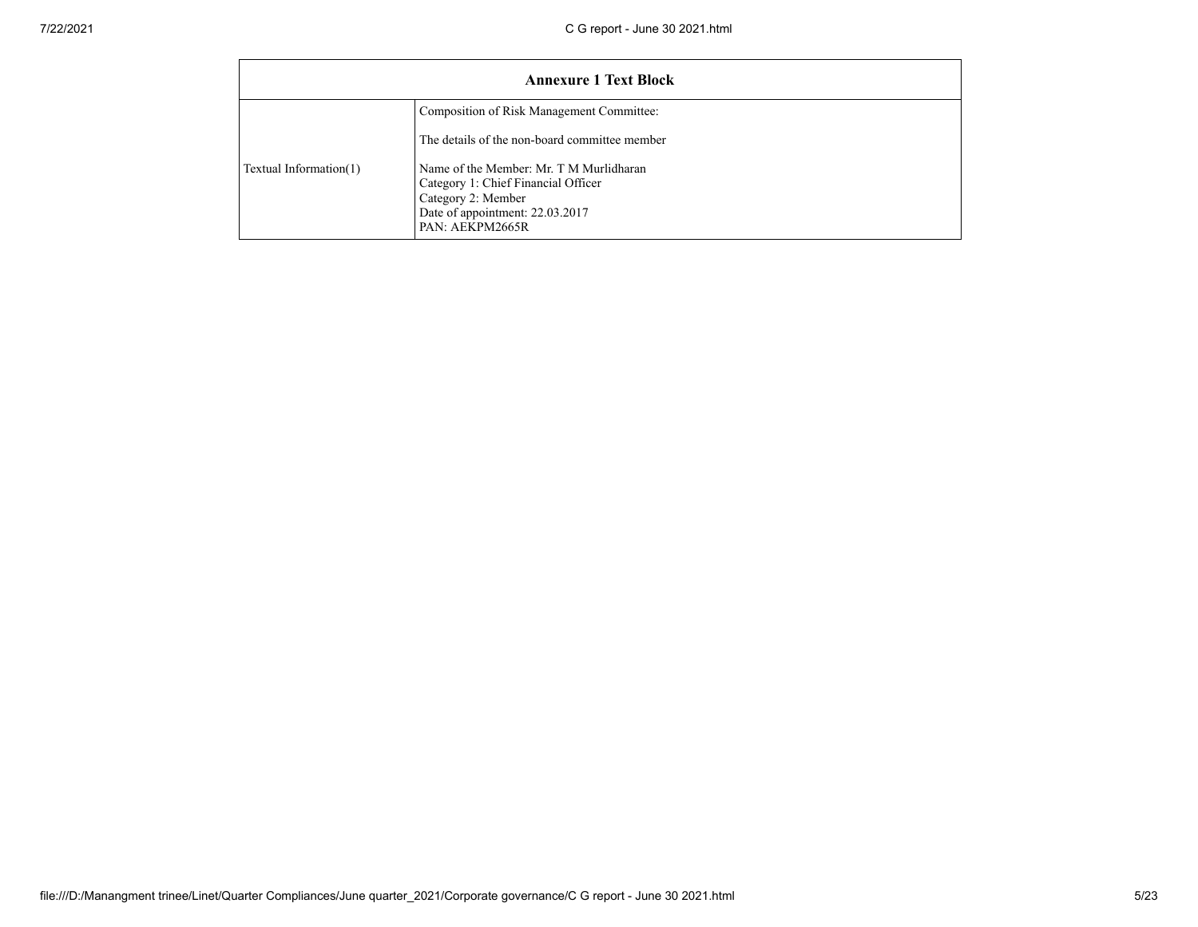| Annexure 1 Text Block | |
|---|---|
| Textual Information(1) | Composition of Risk Management Committee:<br><br>The details of the non-board committee member<br><br>Name of the Member: Mr. T M Murlidharan<br>Category 1: Chief Financial Officer<br>Category 2: Member<br>Date of appointment: 22.03.2017<br>PAN: AEKPM2665R |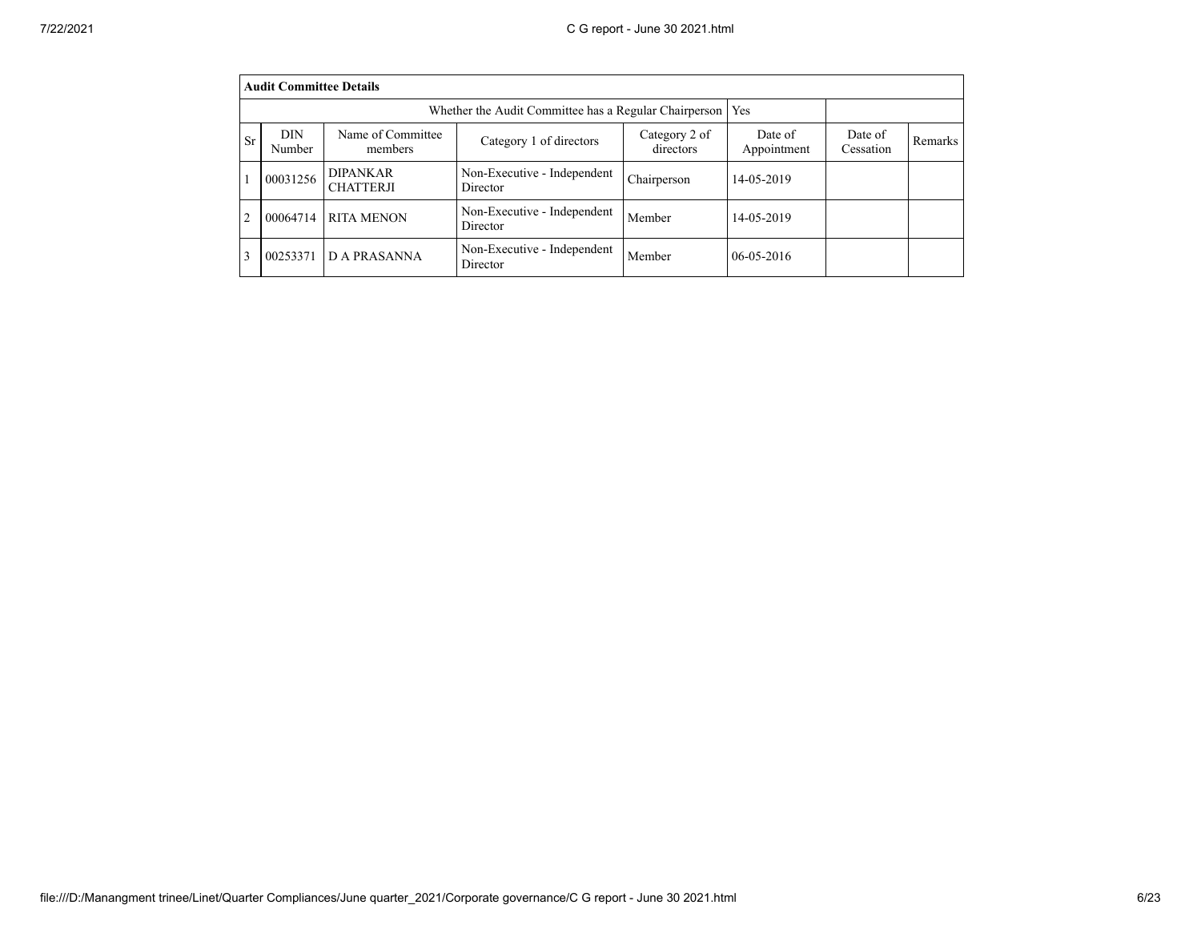| Audit Committee Details | | | | | | | |
|---|---|---|---|---|---|---|---|
| Whether the Audit Committee has a Regular Chairperson | | | | | Yes | | |
| Sr | DIN Number | Name of Committee members | Category 1 of directors | Category 2 of directors | Date of Appointment | Date of Cessation | Remarks |
| 1 | 00031256 | DIPANKAR CHATTERJI | Non-Executive - Independent Director | Chairperson | 14-05-2019 | | |
| 2 | 00064714 | RITA MENON | Non-Executive - Independent Director | Member | 14-05-2019 | | |
| 3 | 00253371 | D A PRASANNA | Non-Executive - Independent Director | Member | 06-05-2016 | | |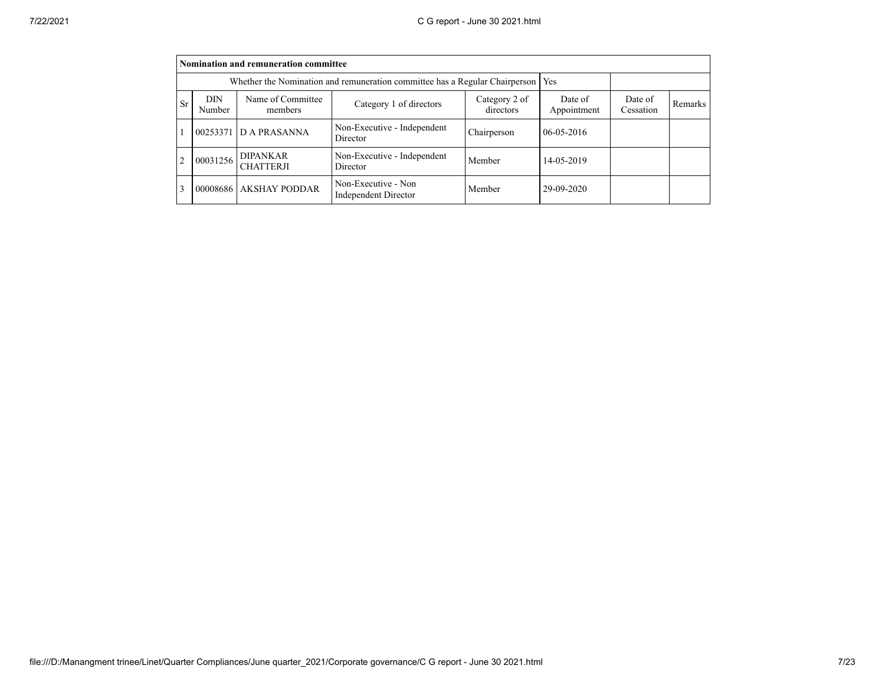| Nomination and remuneration committee | | | | | | | |
|---|---|---|---|---|---|---|---|
| Whether the Nomination and remuneration committee has a Regular Chairperson | | | | | Yes | | |
| Sr | DIN Number | Name of Committee members | Category 1 of directors | Category 2 of directors | Date of Appointment | Date of Cessation | Remarks |
| 1 | 00253371 | D A PRASANNA | Non-Executive - Independent Director | Chairperson | 06-05-2016 | | |
| 2 | 00031256 | DIPANKAR CHATTERJI | Non-Executive - Independent Director | Member | 14-05-2019 | | |
| 3 | 00008686 | AKSHAY PODDAR | Non-Executive - Non Independent Director | Member | 29-09-2020 | | |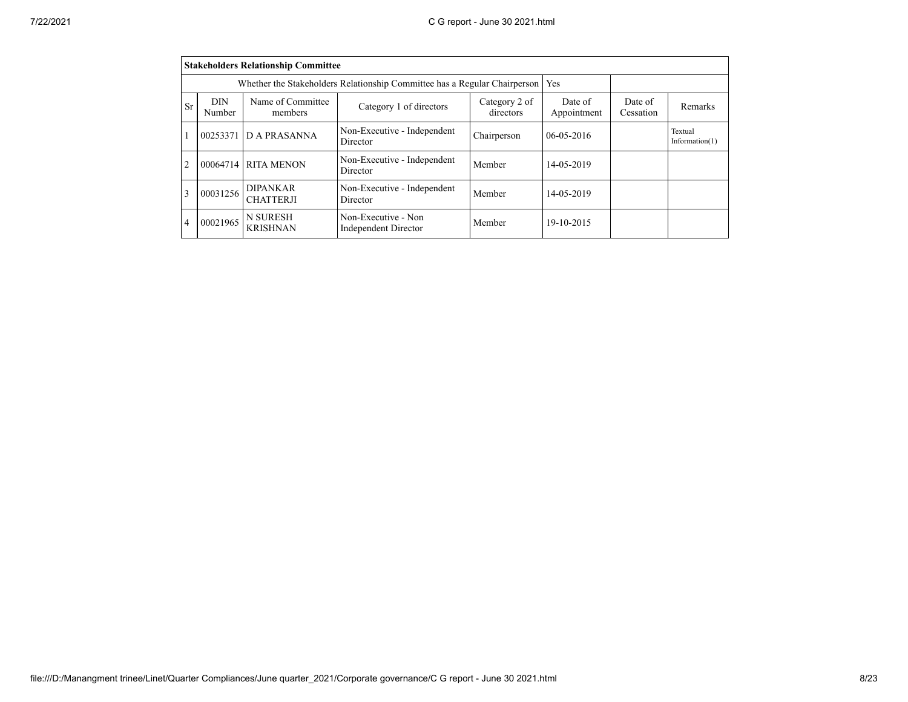| Stakeholders Relationship Committee | | | | | | | |
|---|---|---|---|---|---|---|---|
| Whether the Stakeholders Relationship Committee has a Regular Chairperson | | | | | Yes | | |
| Sr | DIN Number | Name of Committee members | Category 1 of directors | Category 2 of directors | Date of Appointment | Date of Cessation | Remarks |
| 1 | 00253371 | D A PRASANNA | Non-Executive - Independent Director | Chairperson | 06-05-2016 | | Textual Information(1) |
| 2 | 00064714 | RITA MENON | Non-Executive - Independent Director | Member | 14-05-2019 | | |
| 3 | 00031256 | DIPANKAR CHATTERJI | Non-Executive - Independent Director | Member | 14-05-2019 | | |
| 4 | 00021965 | N SURESH KRISHNAN | Non-Executive - Non Independent Director | Member | 19-10-2015 | | |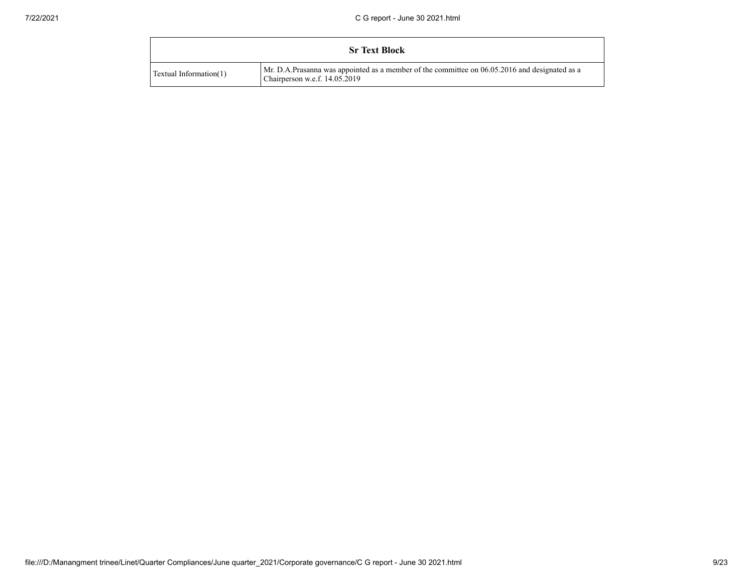| Sr Text Block | |
|---|---|
| Textual Information(1) | Mr. D.A.Prasanna was appointed as a member of the committee on 06.05.2016 and designated as a Chairperson w.e.f. 14.05.2019 |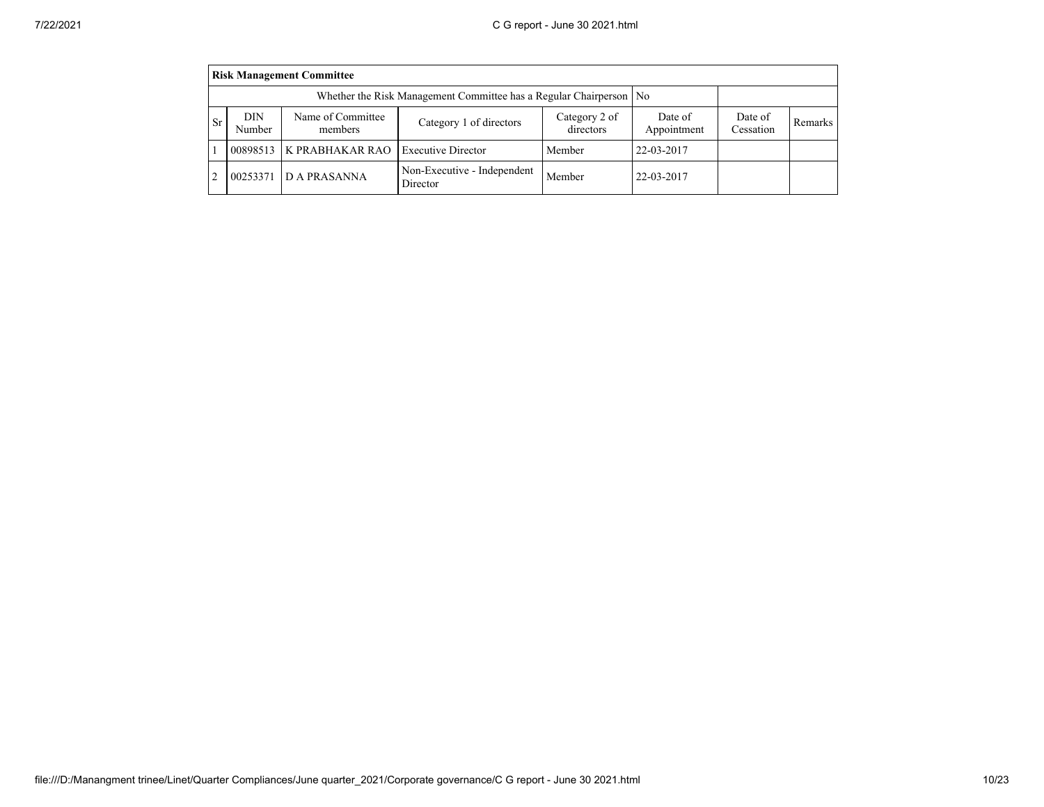| Risk Management Committee | | | | | | | |
|---|---|---|---|---|---|---|---|
| Whether the Risk Management Committee has a Regular Chairperson | | | | | No | | |
| Sr | DIN Number | Name of Committee members | Category 1 of directors | Category 2 of directors | Date of Appointment | Date of Cessation | Remarks |
| 1 | 00898513 | K PRABHAKAR RAO | Executive Director | Member | 22-03-2017 | | |
| 2 | 00253371 | D A PRASANNA | Non-Executive - Independent Director | Member | 22-03-2017 | | |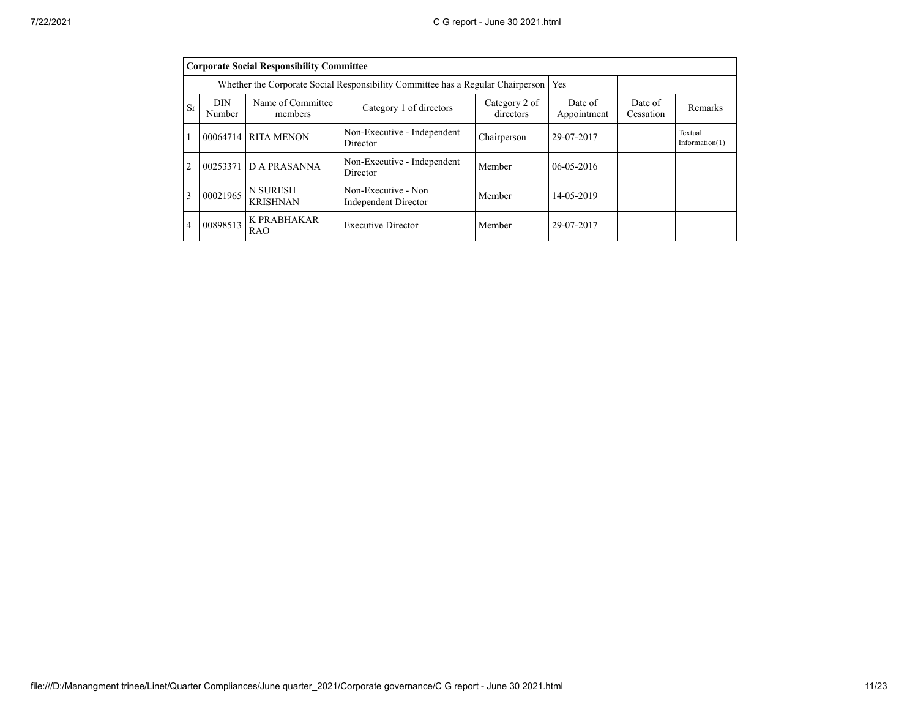| Corporate Social Responsibility Committee | | | | | | | | |
|---|---|---|---|---|---|---|---|---|
| Whether the Corporate Social Responsibility Committee has a Regular Chairperson | | | | | | Yes | | |
| Sr | DIN Number | Name of Committee members | Category 1 of directors | Category 2 of directors | Date of Appointment | Date of Cessation | Remarks |
| 1 | 00064714 | RITA MENON | Non-Executive - Independent Director | Chairperson | 29-07-2017 | | Textual Information(1) |
| 2 | 00253371 | D A PRASANNA | Non-Executive - Independent Director | Member | 06-05-2016 | | |
| 3 | 00021965 | N SURESH KRISHNAN | Non-Executive - Non Independent Director | Member | 14-05-2019 | | |
| 4 | 00898513 | K PRABHAKAR RAO | Executive Director | Member | 29-07-2017 | | |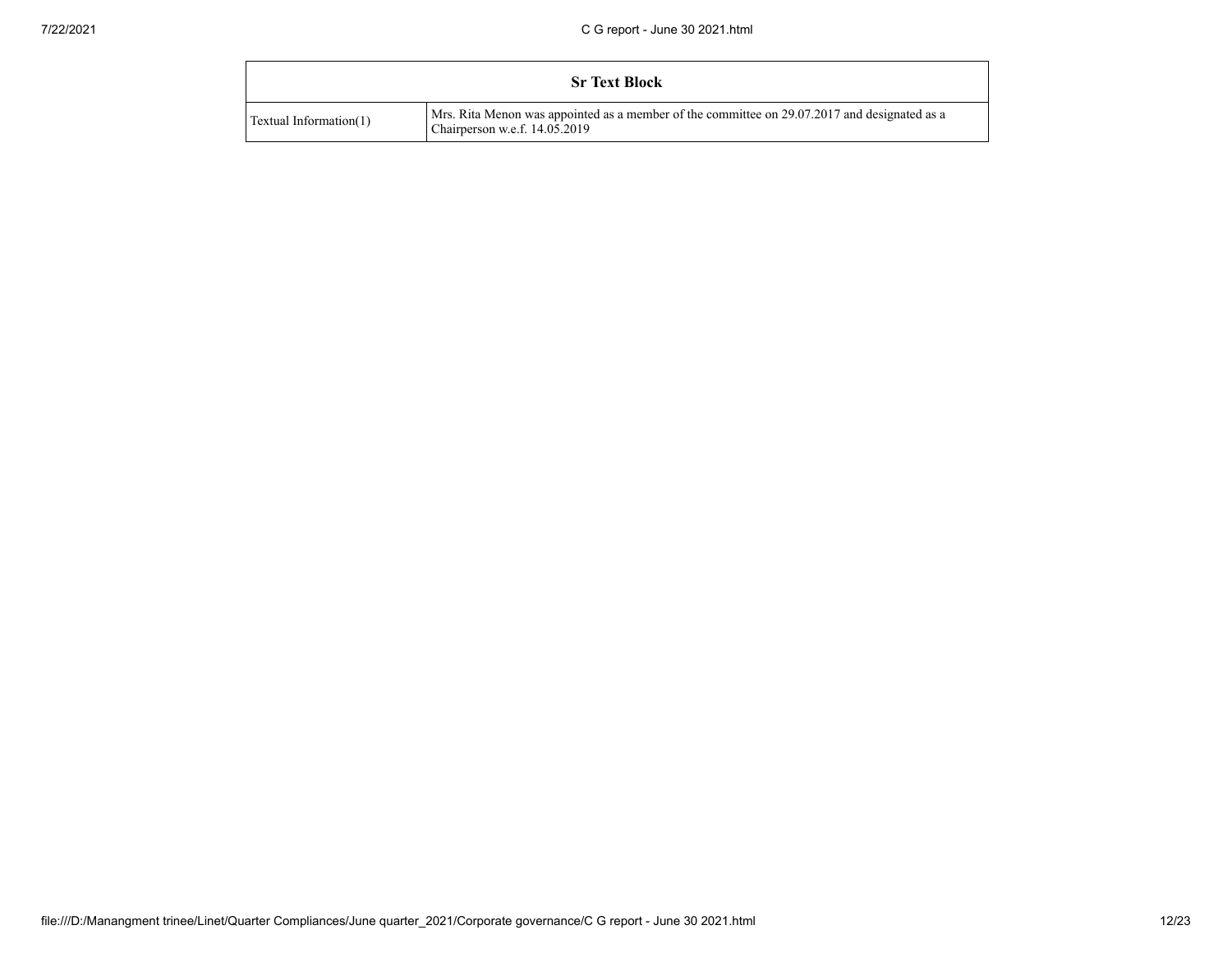| Sr Text Block | |
|---|---|
| Textual Information(1) | Mrs. Rita Menon was appointed as a member of the committee on 29.07.2017 and designated as a Chairperson w.e.f. 14.05.2019 |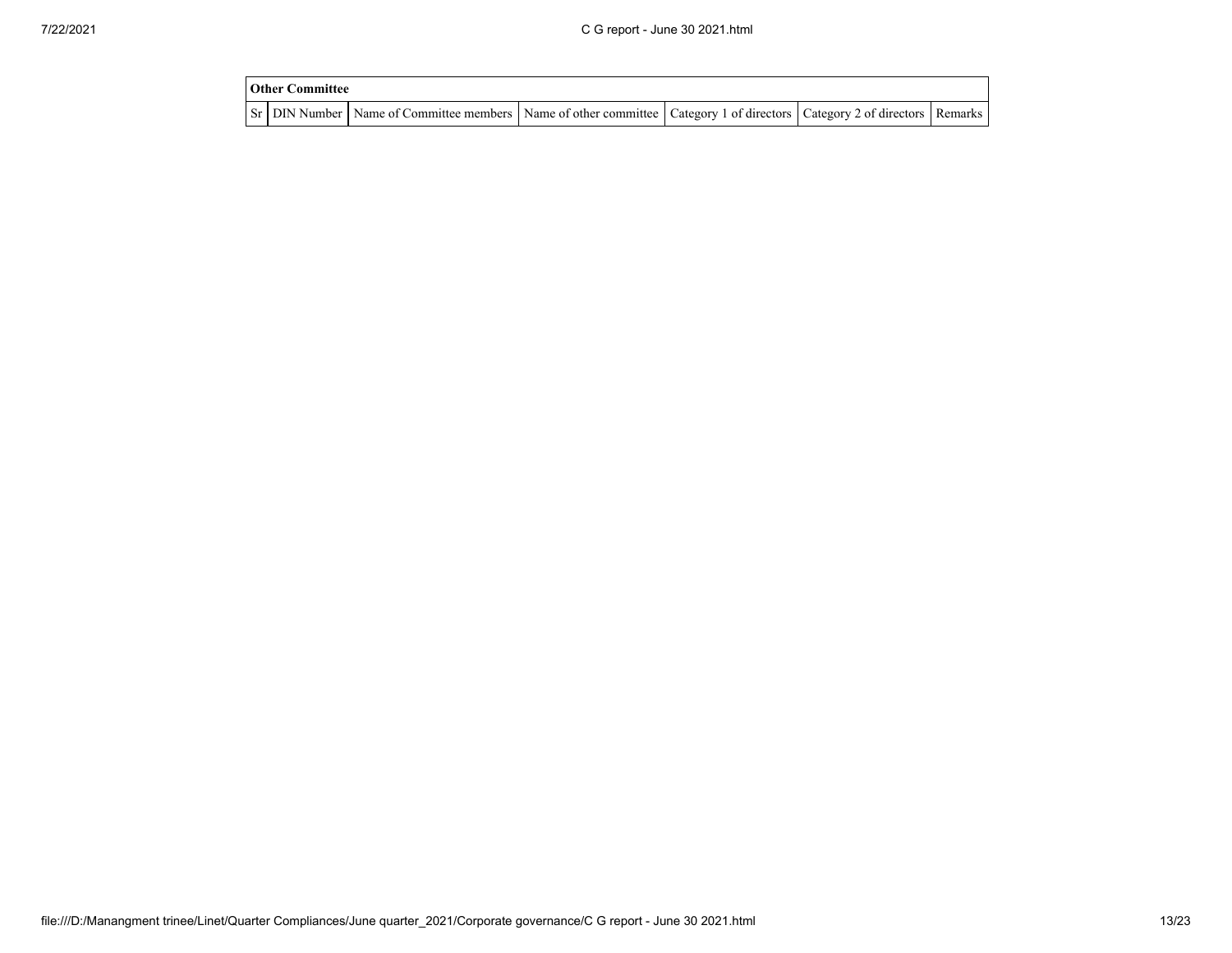| Other Committee | | | | | | |
|---|---|---|---|---|---|---|
| Sr | DIN Number | Name of Committee members | Name of other committee | Category 1 of directors | Category 2 of directors | Remarks |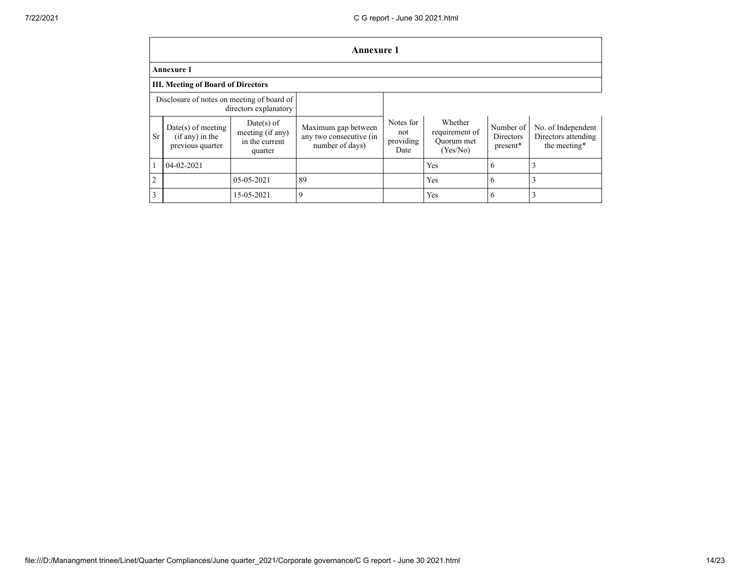# Annexure 1

**Annexure 1**

**III. Meeting of Board of Directors**

| Disclosure of notes on meeting of board of directors explanatory | | | | | | | |
|---|---|---|---|---|---|---|---|
| Sr | Date(s) of meeting (if any) in the previous quarter | Date(s) of meeting (if any) in the current quarter | Maximum gap between any two consecutive (in number of days) | Notes for not providing Date | Whether requirement of Quorum met (Yes/No) | Number of Directors present* | No. of Independent Directors attending the meeting* |
| 1 | 04-02-2021 | | | | Yes | 6 | 3 |
| 2 | | 05-05-2021 | 89 | | Yes | 6 | 3 |
| 3 | | 15-05-2021 | 9 | | Yes | 6 | 3 |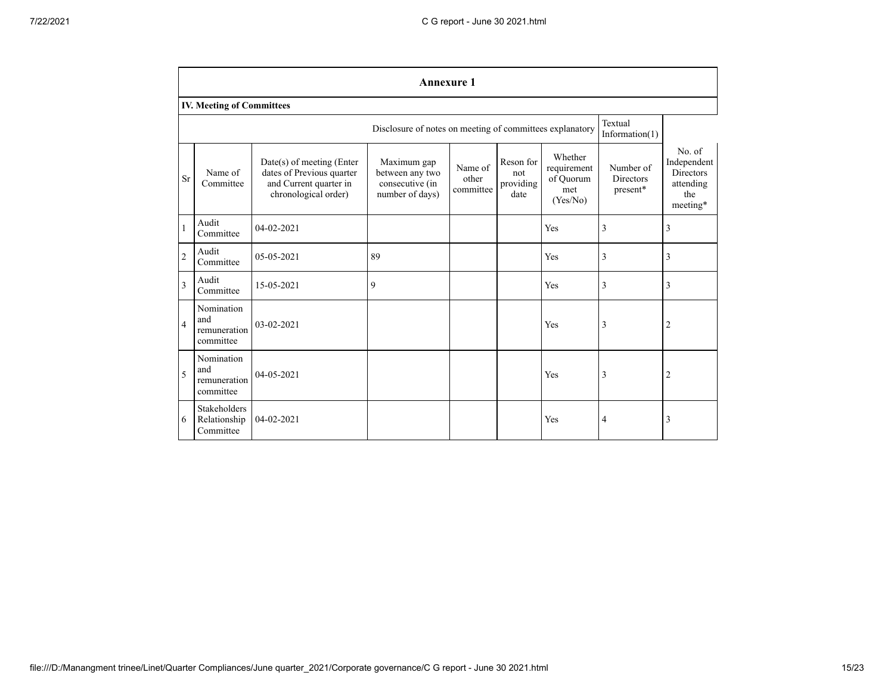## Annexure 1

### IV. Meeting of Committees

| | | | | | | | Textual Information(1) | |
|---|---|---|---|---|---|---|---|---|
| | | Disclosure of notes on meeting of committees explanatory | | | | | | |
| Sr | Name of Committee | Date(s) of meeting (Enter dates of Previous quarter and Current quarter in chronological order) | Maximum gap between any two consecutive (in number of days) | Name of other committee | Reson for not providing date | Whether requirement of Quorum met (Yes/No) | Number of Directors present* | No. of Independent Directors attending the meeting* |
| 1 | Audit Committee | 04-02-2021 | | | | Yes | 3 | 3 |
| 2 | Audit Committee | 05-05-2021 | 89 | | | Yes | 3 | 3 |
| 3 | Audit Committee | 15-05-2021 | 9 | | | Yes | 3 | 3 |
| 4 | Nomination and remuneration committee | 03-02-2021 | | | | Yes | 3 | 2 |
| 5 | Nomination and remuneration committee | 04-05-2021 | | | | Yes | 3 | 2 |
| 6 | Stakeholders Relationship Committee | 04-02-2021 | | | | Yes | 4 | 3 |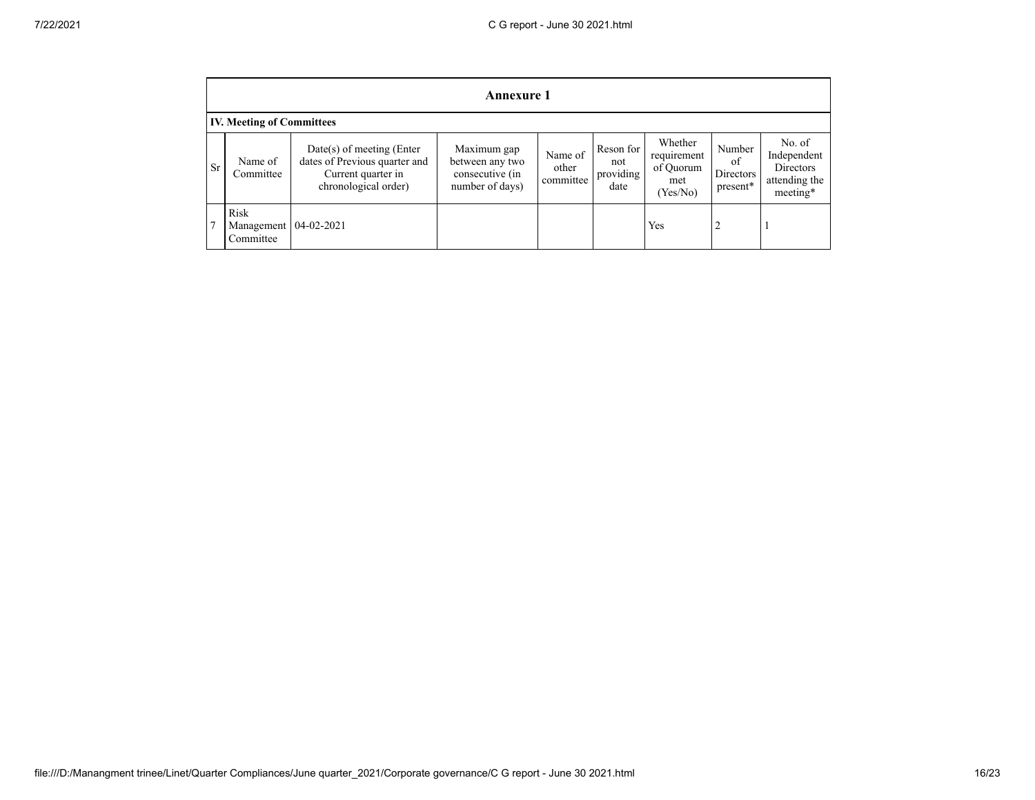## Annexure 1

### IV. Meeting of Committees

| Sr | Name of Committee | Date(s) of meeting (Enter dates of Previous quarter and Current quarter in chronological order) | Maximum gap between any two consecutive (in number of days) | Name of other committee | Reson for not providing date | Whether requirement of Quorum met (Yes/No) | Number of Directors present* | No. of Independent Directors attending the meeting* |
|---|---|---|---|---|---|---|---|---|
| 7 | Risk Management Committee | 04-02-2021 | | | | Yes | 2 | 1 |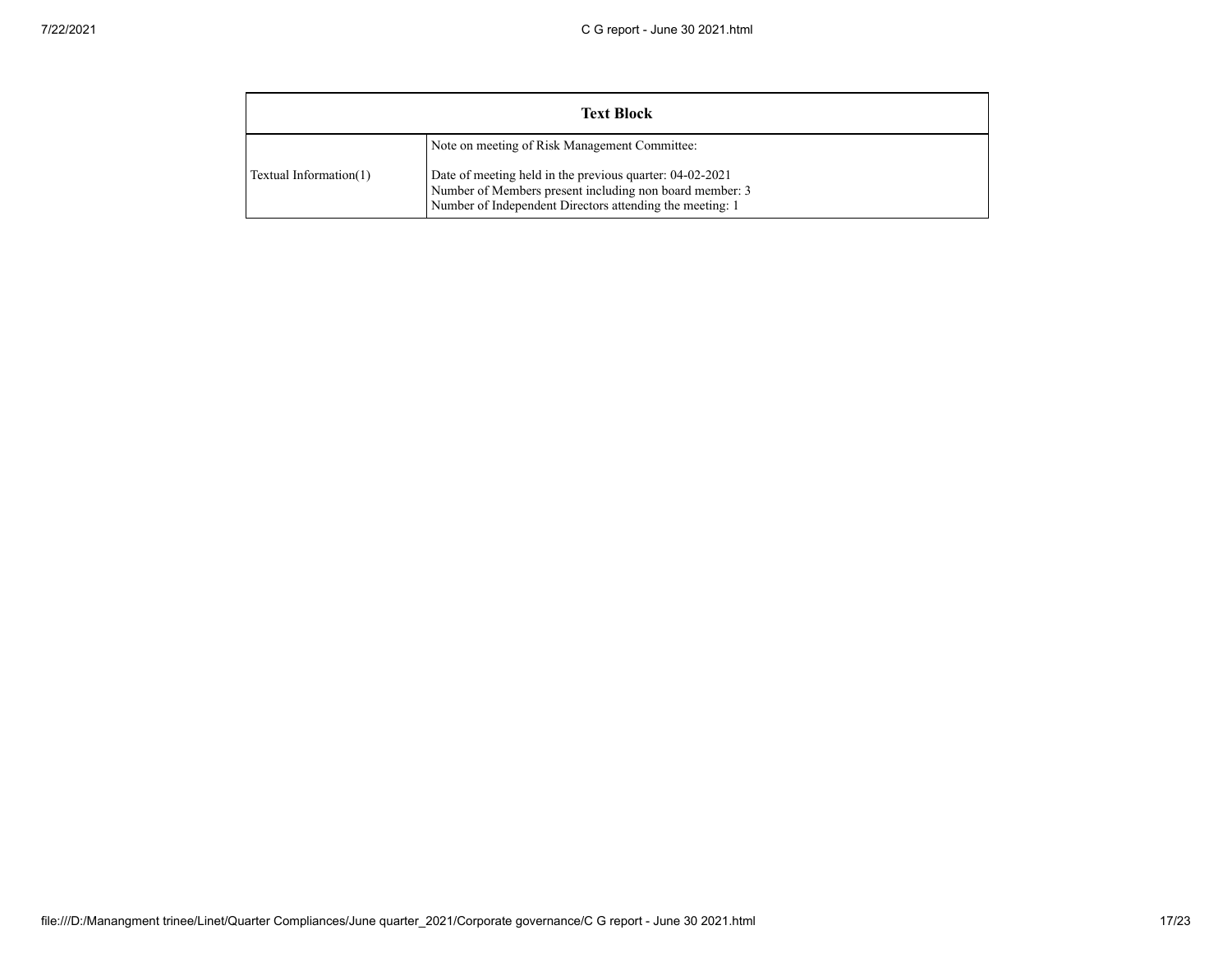| Text Block | |
|---|---|
| Textual Information(1) | Note on meeting of Risk Management Committee:<br><br>Date of meeting held in the previous quarter: 04-02-2021<br>Number of Members present including non board member: 3<br>Number of Independent Directors attending the meeting: 1 |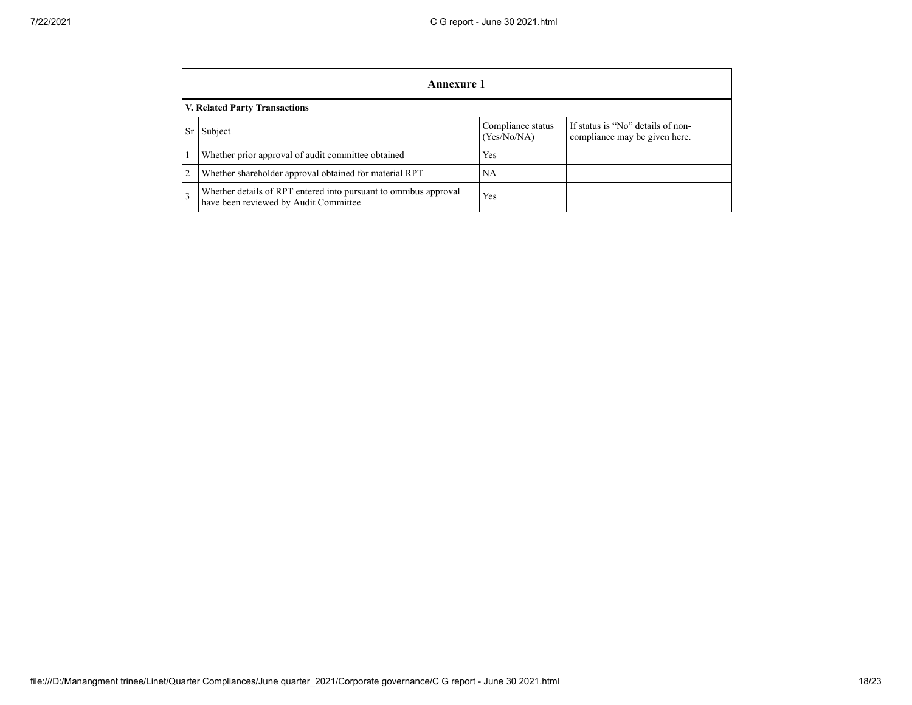## Annexure 1

### V. Related Party Transactions

| Sr | Subject | Compliance status (Yes/No/NA) | If status is "No" details of non-compliance may be given here. |
|---|---|---|---|
| 1 | Whether prior approval of audit committee obtained | Yes | |
| 2 | Whether shareholder approval obtained for material RPT | NA | |
| 3 | Whether details of RPT entered into pursuant to omnibus approval have been reviewed by Audit Committee | Yes | |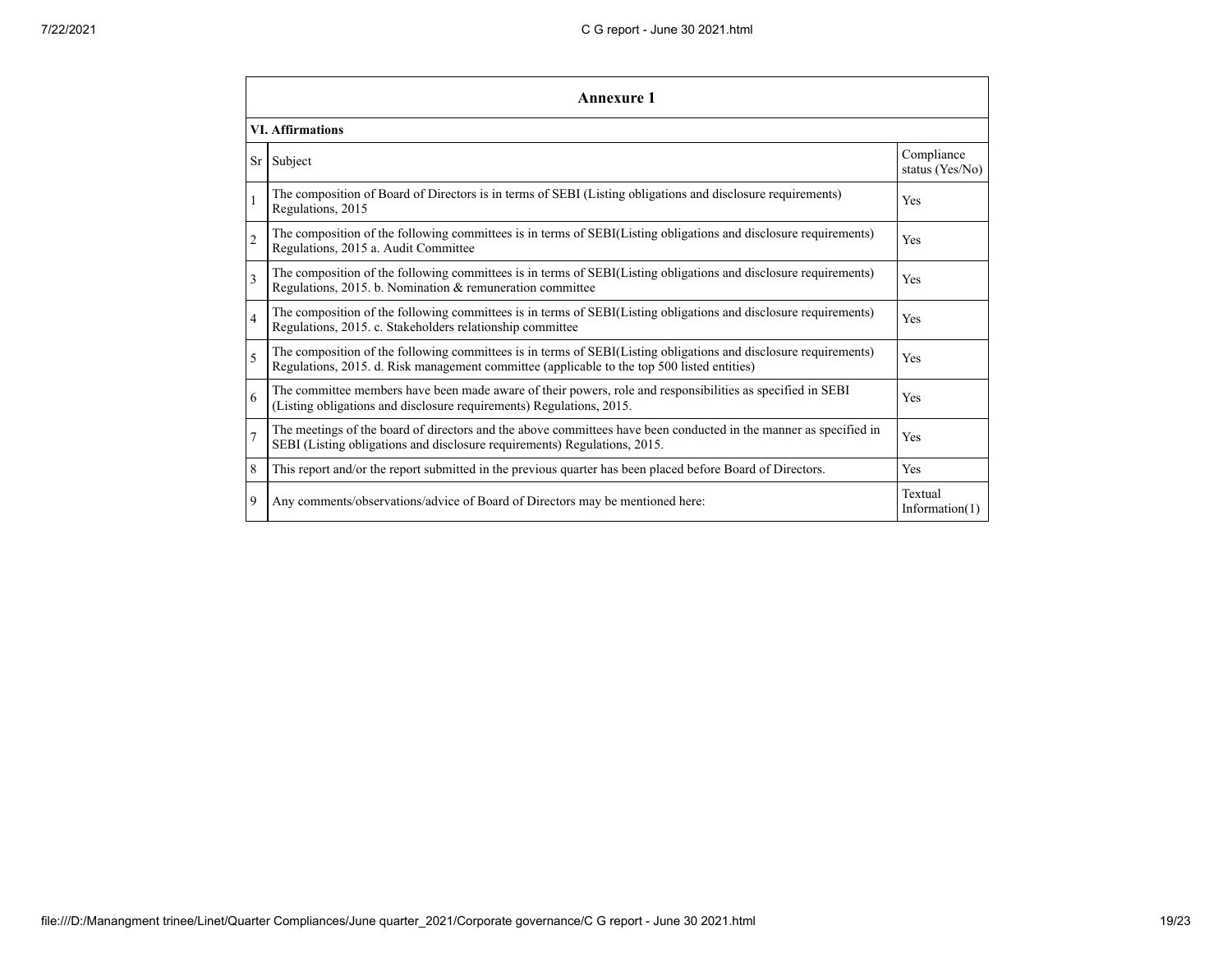| Annexure 1 | | |
|---|---|---|
| **VI. Affirmations** | | |
| Sr | Subject | Compliance status (Yes/No) |
| 1 | The composition of Board of Directors is in terms of SEBI (Listing obligations and disclosure requirements) Regulations, 2015 | Yes |
| 2 | The composition of the following committees is in terms of SEBI(Listing obligations and disclosure requirements) Regulations, 2015 a. Audit Committee | Yes |
| 3 | The composition of the following committees is in terms of SEBI(Listing obligations and disclosure requirements) Regulations, 2015. b. Nomination & remuneration committee | Yes |
| 4 | The composition of the following committees is in terms of SEBI(Listing obligations and disclosure requirements) Regulations, 2015. c. Stakeholders relationship committee | Yes |
| 5 | The composition of the following committees is in terms of SEBI(Listing obligations and disclosure requirements) Regulations, 2015. d. Risk management committee (applicable to the top 500 listed entities) | Yes |
| 6 | The committee members have been made aware of their powers, role and responsibilities as specified in SEBI (Listing obligations and disclosure requirements) Regulations, 2015. | Yes |
| 7 | The meetings of the board of directors and the above committees have been conducted in the manner as specified in SEBI (Listing obligations and disclosure requirements) Regulations, 2015. | Yes |
| 8 | This report and/or the report submitted in the previous quarter has been placed before Board of Directors. | Yes |
| 9 | Any comments/observations/advice of Board of Directors may be mentioned here: | Textual Information(1) |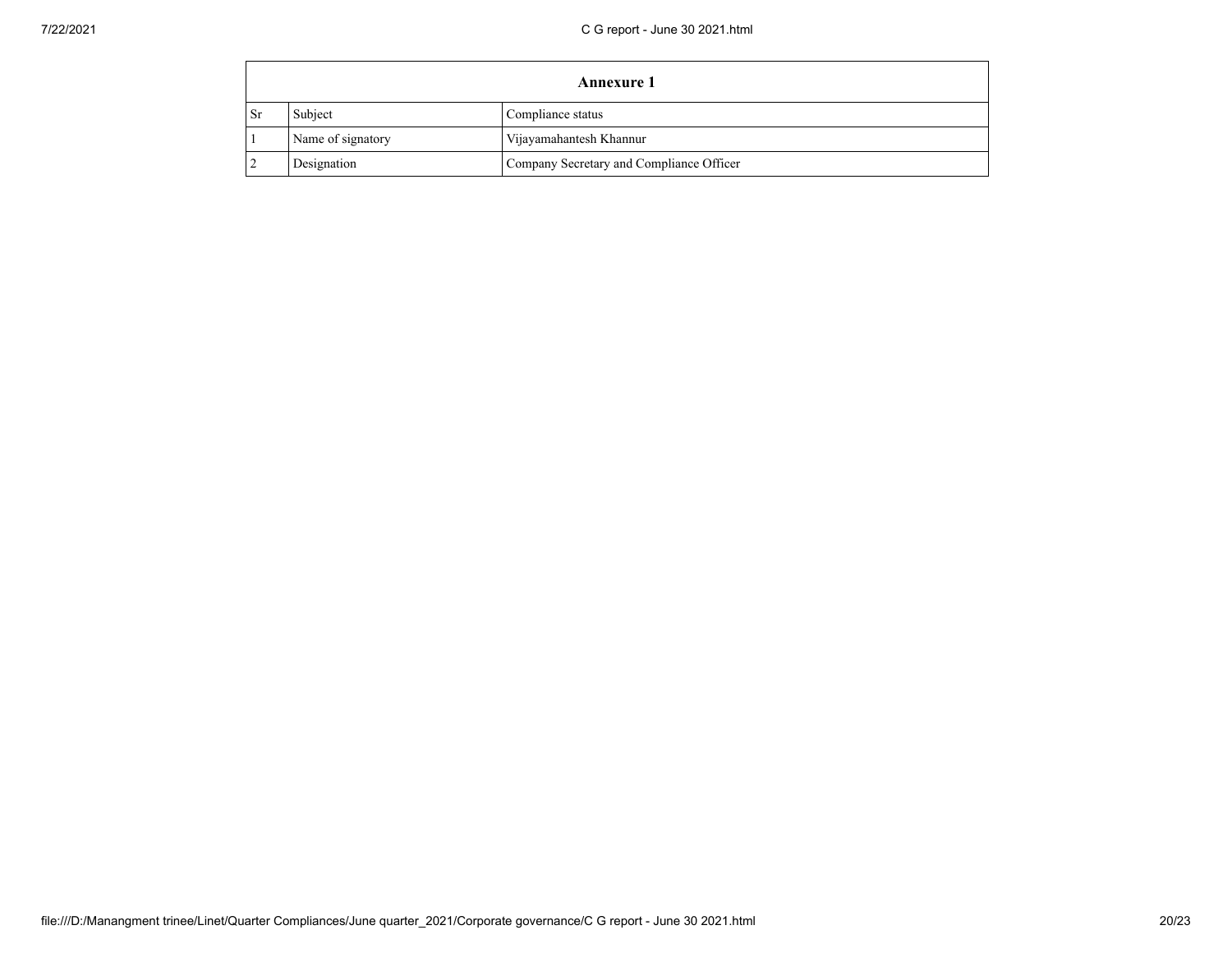| Annexure 1 | | |
|---|---|---|
| Sr | Subject | Compliance status |
| 1 | Name of signatory | Vijayamahantesh Khannur |
| 2 | Designation | Company Secretary and Compliance Officer |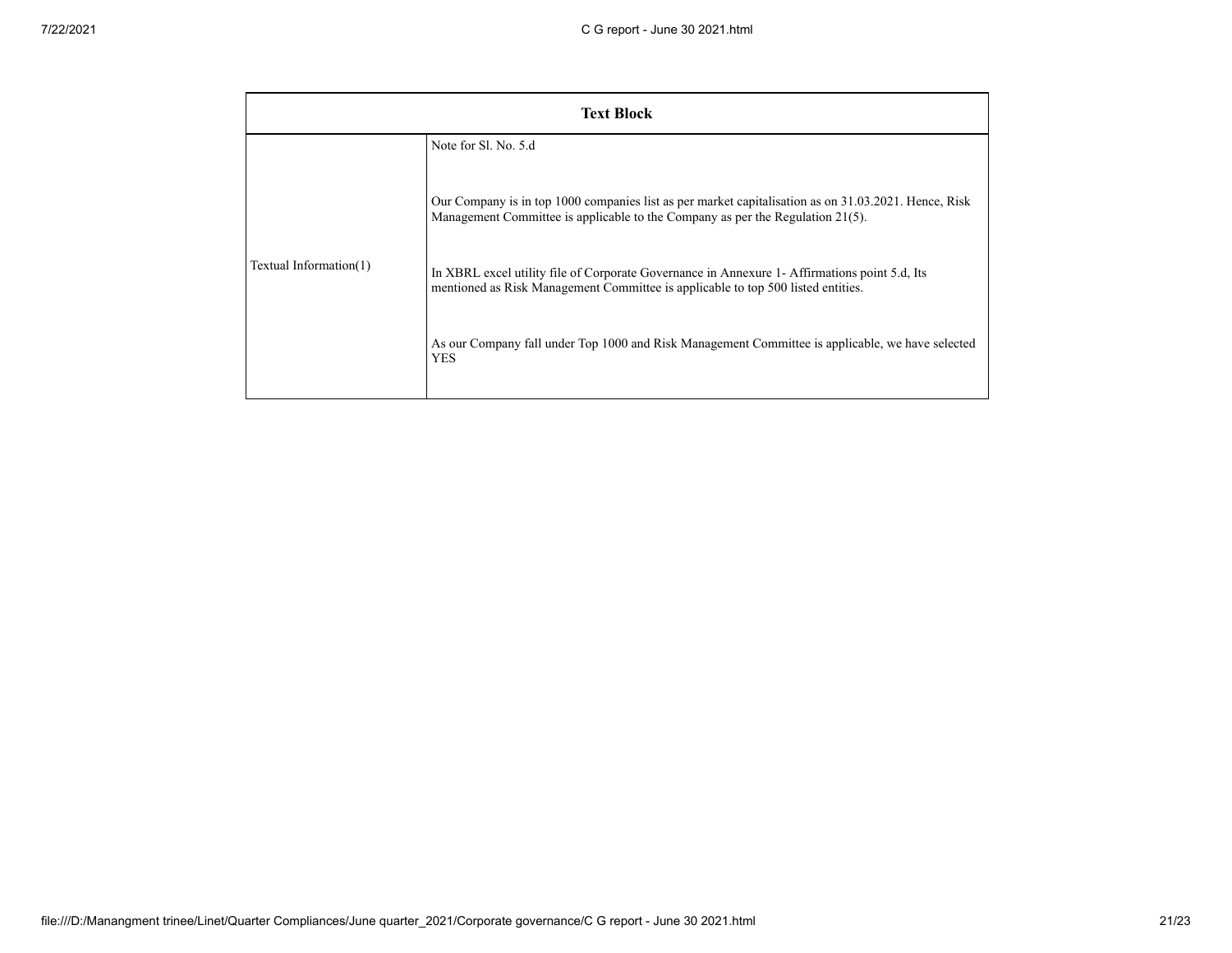| Text Block | |
|---|---|
| Textual Information(1) | Note for Sl. No. 5.d<br><br>Our Company is in top 1000 companies list as per market capitalisation as on 31.03.2021. Hence, Risk Management Committee is applicable to the Company as per the Regulation 21(5).<br><br>In XBRL excel utility file of Corporate Governance in Annexure 1- Affirmations point 5.d, Its mentioned as Risk Management Committee is applicable to top 500 listed entities.<br><br>As our Company fall under Top 1000 and Risk Management Committee is applicable, we have selected YES |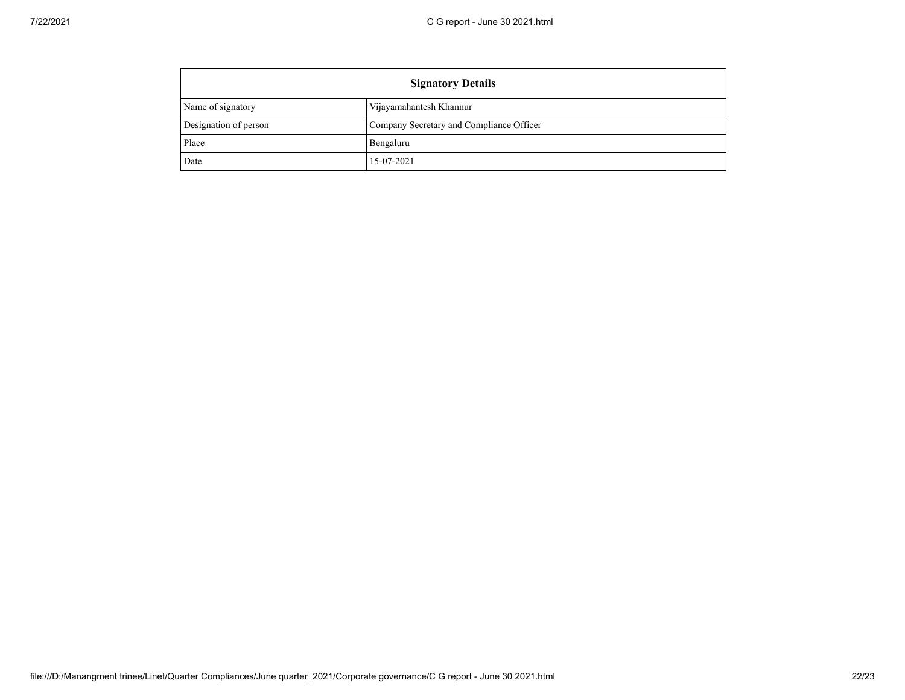| Signatory Details | |
|---|---|
| Name of signatory | Vijayamahantesh Khannur |
| Designation of person | Company Secretary and Compliance Officer |
| Place | Bengaluru |
| Date | 15-07-2021 |